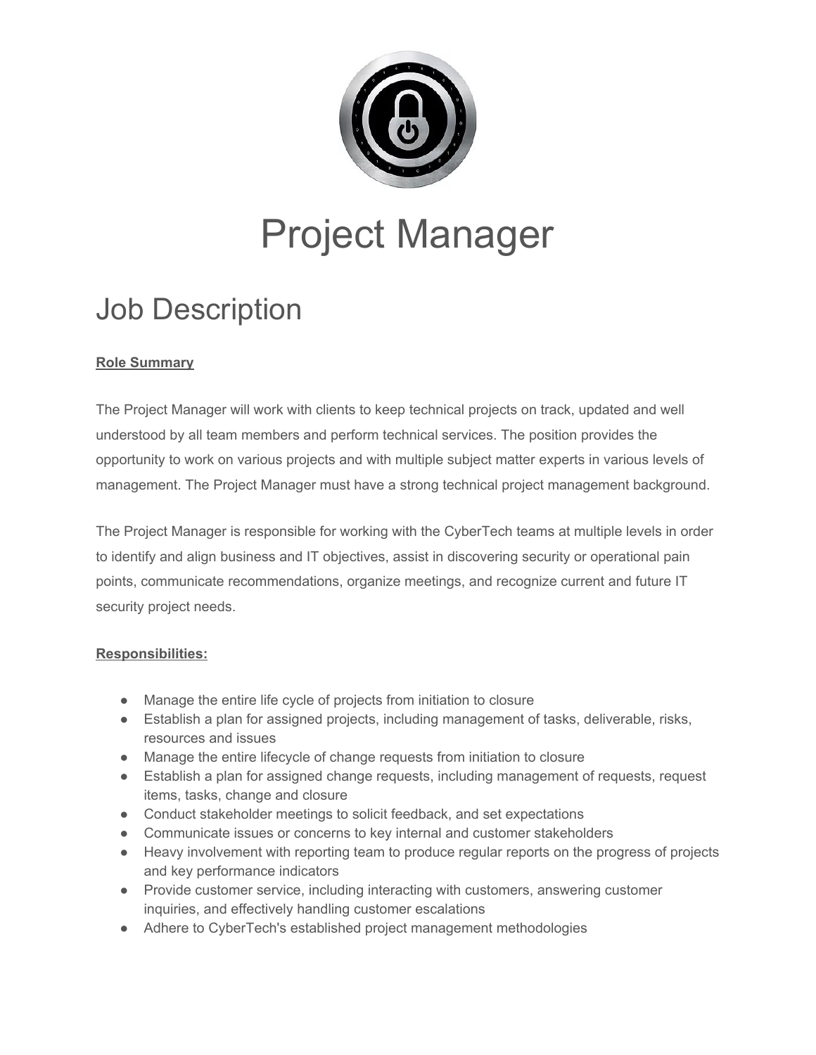# Project Manager

## Job Description

**Role Summary**

The Project Manager will work with clients to keep technical projects on track, updated and well understood by all team members and perform technical services. The position provides the opportunity to work on various projects and with multiple subject matter experts in various levels of management. The Project Manager must have a strong technical project management background.

The Project Manager is responsible for working with the CyberTech teams at multiple levels in order to identify and align business and IT objectives, assist in discovering security or operational pain points, communicate recommendations, organize meetings, and recognize current and future IT security project needs.

**Responsibilities:**

- Manage the entire life cycle of projects from initiation to closure
- Establish a plan for assigned projects, including management of tasks, deliverable, risks, resources and issues
- Manage the entire lifecycle of change requests from initiation to closure
- Establish a plan for assigned change requests, including management of requests, request items, tasks, change and closure
- Conduct stakeholder meetings to solicit feedback, and set expectations
- Communicate issues or concerns to key internal and customer stakeholders
- Heavy involvement with reporting team to produce regular reports on the progress of projects and key performance indicators
- Provide customer service, including interacting with customers, answering customer inquiries, and effectively handling customer escalations
- Adhere to CyberTech's established project management methodologies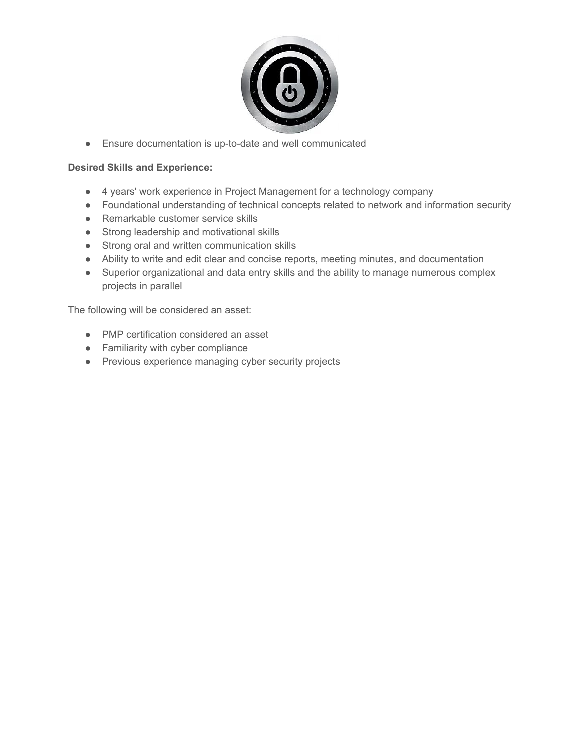- Ensure documentation is up-to-date and well communicated

**Desired Skills and Experience:**

- 4 years' work experience in Project Management for a technology company
- Foundational understanding of technical concepts related to network and information security
- Remarkable customer service skills
- Strong leadership and motivational skills
- Strong oral and written communication skills
- Ability to write and edit clear and concise reports, meeting minutes, and documentation
- Superior organizational and data entry skills and the ability to manage numerous complex projects in parallel

The following will be considered an asset:

- PMP certification considered an asset
- Familiarity with cyber compliance
- Previous experience managing cyber security projects